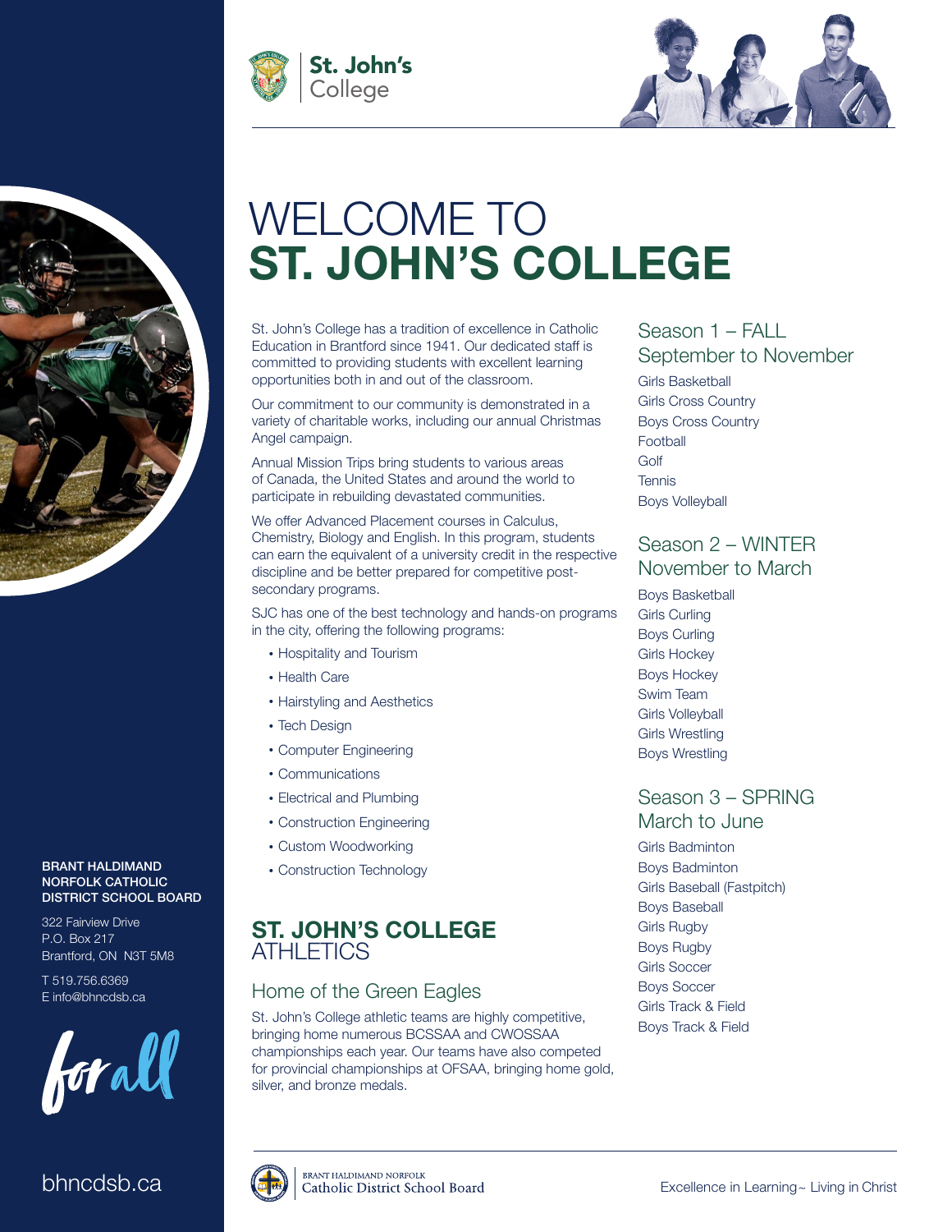St. John's College

# WELCOME TO ST. JOHN'S COLLEGE

St. John's College has a tradition of excellence in Catholic Education in Brantford since 1941. Our dedicated staff is committed to providing students with excellent learning opportunities both in and out of the classroom.

Our commitment to our community is demonstrated in a variety of charitable works, including our annual Christmas Angel campaign.

Annual Mission Trips bring students to various areas of Canada, the United States and around the world to participate in rebuilding devastated communities.

We offer Advanced Placement courses in Calculus, Chemistry, Biology and English. In this program, students can earn the equivalent of a university credit in the respective discipline and be better prepared for competitive post-secondary programs.

SJC has one of the best technology and hands-on programs in the city, offering the following programs:

- Hospitality and Tourism
- Health Care
- Hairstyling and Aesthetics
- Tech Design
- Computer Engineering
- Communications
- Electrical and Plumbing
- Construction Engineering
- Custom Woodworking
- Construction Technology

## ST. JOHN'S COLLEGE ATHLETICS

### Home of the Green Eagles

St. John's College athletic teams are highly competitive, bringing home numerous BCSSAA and CWOSSAA championships each year. Our teams have also competed for provincial championships at OFSAA, bringing home gold, silver, and bronze medals.

### Season 1 – FALL September to November

Girls Basketball
Girls Cross Country
Boys Cross Country
Football
Golf
Tennis
Boys Volleyball

### Season 2 – WINTER November to March

Boys Basketball
Girls Curling
Boys Curling
Girls Hockey
Boys Hockey
Swim Team
Girls Volleyball
Girls Wrestling
Boys Wrestling

### Season 3 – SPRING March to June

Girls Badminton
Boys Badminton
Girls Baseball (Fastpitch)
Boys Baseball
Girls Rugby
Boys Rugby
Girls Soccer
Boys Soccer
Girls Track & Field
Boys Track & Field

**BRANT HALDIMAND NORFOLK CATHOLIC DISTRICT SCHOOL BOARD**

322 Fairview Drive
P.O. Box 217
Brantford, ON N3T 5M8

T 519.756.6369
E info@bhncdsb.ca

for all

bhncdsb.ca

Brant Haldimand Norfolk Catholic District School Board

Excellence in Learning~ Living in Christ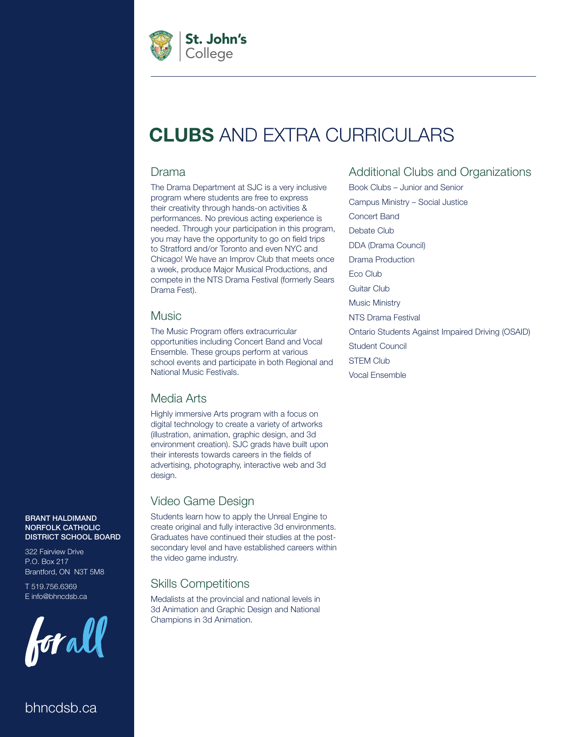St. John's College

# CLUBS AND EXTRA CURRICULARS

## Drama

The Drama Department at SJC is a very inclusive program where students are free to express their creativity through hands-on activities & performances. No previous acting experience is needed. Through your participation in this program, you may have the opportunity to go on field trips to Stratford and/or Toronto and even NYC and Chicago! We have an Improv Club that meets once a week, produce Major Musical Productions, and compete in the NTS Drama Festival (formerly Sears Drama Fest).

## Music

The Music Program offers extracurricular opportunities including Concert Band and Vocal Ensemble. These groups perform at various school events and participate in both Regional and National Music Festivals.

## Media Arts

Highly immersive Arts program with a focus on digital technology to create a variety of artworks (illustration, animation, graphic design, and 3d environment creation). SJC grads have built upon their interests towards careers in the fields of advertising, photography, interactive web and 3d design.

## Video Game Design

Students learn how to apply the Unreal Engine to create original and fully interactive 3d environments. Graduates have continued their studies at the post-secondary level and have established careers within the video game industry.

## Skills Competitions

Medalists at the provincial and national levels in 3d Animation and Graphic Design and National Champions in 3d Animation.

## Additional Clubs and Organizations

- Book Clubs – Junior and Senior
- Campus Ministry – Social Justice
- Concert Band
- Debate Club
- DDA (Drama Council)
- Drama Production
- Eco Club
- Guitar Club
- Music Ministry
- NTS Drama Festival
- Ontario Students Against Impaired Driving (OSAID)
- Student Council
- STEM Club
- Vocal Ensemble

**BRANT HALDIMAND NORFOLK CATHOLIC DISTRICT SCHOOL BOARD**

322 Fairview Drive
P.O. Box 217
Brantford, ON N3T 5M8

T 519.756.6369
E info@bhncdsb.ca

for all

bhncdsb.ca